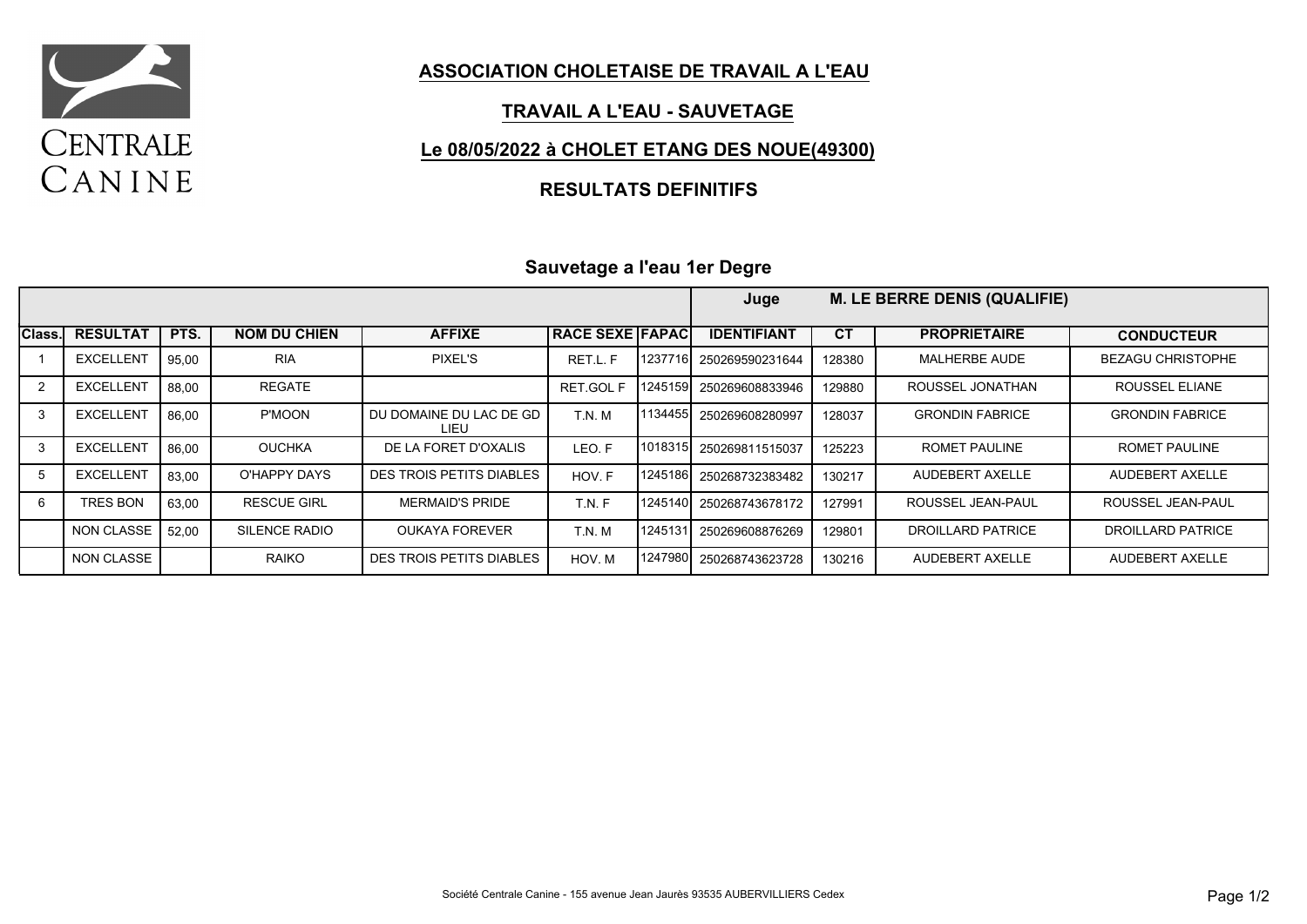# ASSOCIATION CHOLETAISE DE TRAVAIL A L'EAU

## TRAVAIL A L'EAU - SAUVETAGE

## Le 08/05/2022 à CHOLET ETANG DES NOUE(49300)

## RESULTATS DEFINITIFS

### Sauvetage a l'eau 1er Degre

| | | | | | | | Juge | | M. LE BERRE DENIS (QUALIFIE) | |
|---|---|---|---|---|---|---|---|---|---|---|
| Class. | RESULTAT | PTS. | NOM DU CHIEN | AFFIXE | RACE SEXE | FAPAC | IDENTIFIANT | CT | PROPRIETAIRE | CONDUCTEUR |
| 1 | EXCELLENT | 95,00 | RIA | PIXEL'S | RET.L. F | 1237716 | 250269590231644 | 128380 | MALHERBE AUDE | BEZAGU CHRISTOPHE |
| 2 | EXCELLENT | 88,00 | REGATE | | RET.GOL F | 1245159 | 250269608833946 | 129880 | ROUSSEL JONATHAN | ROUSSEL ELIANE |
| 3 | EXCELLENT | 86,00 | P'MOON | DU DOMAINE DU LAC DE GD LIEU | T.N. M | 1134455 | 250269608280997 | 128037 | GRONDIN FABRICE | GRONDIN FABRICE |
| 3 | EXCELLENT | 86,00 | OUCHKA | DE LA FORET D'OXALIS | LEO. F | 1018315 | 250269811515037 | 125223 | ROMET PAULINE | ROMET PAULINE |
| 5 | EXCELLENT | 83,00 | O'HAPPY DAYS | DES TROIS PETITS DIABLES | HOV. F | 1245186 | 250268732383482 | 130217 | AUDEBERT AXELLE | AUDEBERT AXELLE |
| 6 | TRES BON | 63,00 | RESCUE GIRL | MERMAID'S PRIDE | T.N. F | 1245140 | 250268743678172 | 127991 | ROUSSEL JEAN-PAUL | ROUSSEL JEAN-PAUL |
| | NON CLASSE | 52,00 | SILENCE RADIO | OUKAYA FOREVER | T.N. M | 1245131 | 250269608876269 | 129801 | DROILLARD PATRICE | DROILLARD PATRICE |
| | NON CLASSE | | RAIKO | DES TROIS PETITS DIABLES | HOV. M | 1247980 | 250268743623728 | 130216 | AUDEBERT AXELLE | AUDEBERT AXELLE |

Société Centrale Canine - 155 avenue Jean Jaurès 93535 AUBERVILLIERS Cedex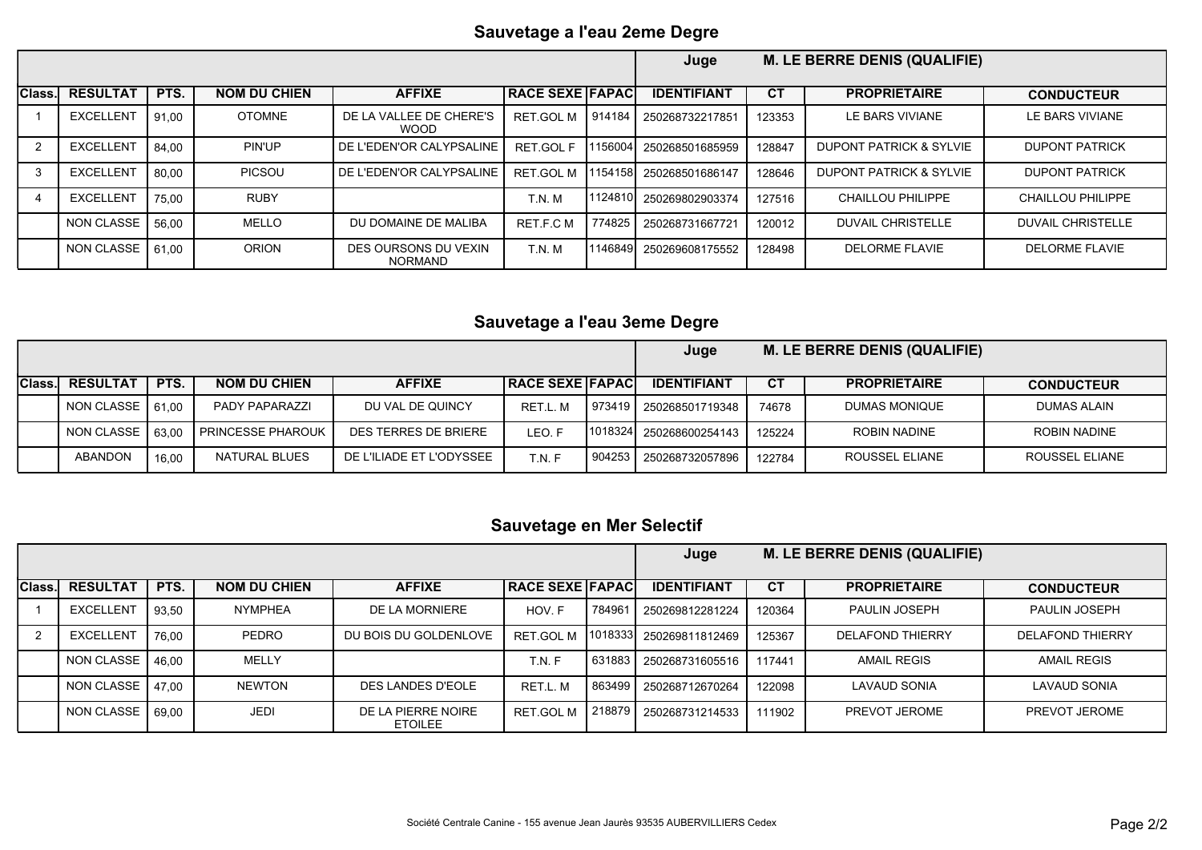## Sauvetage a l'eau 2eme Degre

| | | | | | | | Juge | M. LE BERRE DENIS (QUALIFIE) | | |
|---|---|---|---|---|---|---|---|---|---|---|
| Class. | RESULTAT | PTS. | NOM DU CHIEN | AFFIXE | RACE SEXE | FAPAC | IDENTIFIANT | CT | PROPRIETAIRE | CONDUCTEUR |
| 1 | EXCELLENT | 91,00 | OTOMNE | DE LA VALLEE DE CHERE'S WOOD | RET.GOL M | 914184 | 250268732217851 | 123353 | LE BARS VIVIANE | LE BARS VIVIANE |
| 2 | EXCELLENT | 84,00 | PIN'UP | DE L'EDEN'OR CALYPSALINE | RET.GOL F | 1156004 | 250268501685959 | 128847 | DUPONT PATRICK & SYLVIE | DUPONT PATRICK |
| 3 | EXCELLENT | 80,00 | PICSOU | DE L'EDEN'OR CALYPSALINE | RET.GOL M | 1154158 | 250268501686147 | 128646 | DUPONT PATRICK & SYLVIE | DUPONT PATRICK |
| 4 | EXCELLENT | 75,00 | RUBY | | T.N. M | 1124810 | 250269802903374 | 127516 | CHAILLOU PHILIPPE | CHAILLOU PHILIPPE |
| | NON CLASSE | 56,00 | MELLO | DU DOMAINE DE MALIBA | RET.F.C M | 774825 | 250268731667721 | 120012 | DUVAIL CHRISTELLE | DUVAIL CHRISTELLE |
| | NON CLASSE | 61,00 | ORION | DES OURSONS DU VEXIN NORMAND | T.N. M | 1146849 | 250269608175552 | 128498 | DELORME FLAVIE | DELORME FLAVIE |

## Sauvetage a l'eau 3eme Degre

| | | | | | | | Juge | M. LE BERRE DENIS (QUALIFIE) | | |
|---|---|---|---|---|---|---|---|---|---|---|
| Class. | RESULTAT | PTS. | NOM DU CHIEN | AFFIXE | RACE SEXE | FAPAC | IDENTIFIANT | CT | PROPRIETAIRE | CONDUCTEUR |
| | NON CLASSE | 61,00 | PADY PAPARAZZI | DU VAL DE QUINCY | RET.L. M | 973419 | 250268501719348 | 74678 | DUMAS MONIQUE | DUMAS ALAIN |
| | NON CLASSE | 63,00 | PRINCESSE PHAROUK | DES TERRES DE BRIERE | LEO. F | 1018324 | 250268600254143 | 125224 | ROBIN NADINE | ROBIN NADINE |
| | ABANDON | 16,00 | NATURAL BLUES | DE L'ILIADE ET L'ODYSSEE | T.N. F | 904253 | 250268732057896 | 122784 | ROUSSEL ELIANE | ROUSSEL ELIANE |

## Sauvetage en Mer Selectif

| | | | | | | | Juge | M. LE BERRE DENIS (QUALIFIE) | | |
|---|---|---|---|---|---|---|---|---|---|---|
| Class. | RESULTAT | PTS. | NOM DU CHIEN | AFFIXE | RACE SEXE | FAPAC | IDENTIFIANT | CT | PROPRIETAIRE | CONDUCTEUR |
| 1 | EXCELLENT | 93,50 | NYMPHEA | DE LA MORNIERE | HOV. F | 784961 | 250269812281224 | 120364 | PAULIN JOSEPH | PAULIN JOSEPH |
| 2 | EXCELLENT | 76,00 | PEDRO | DU BOIS DU GOLDENLOVE | RET.GOL M | 1018333 | 250269811812469 | 125367 | DELAFOND THIERRY | DELAFOND THIERRY |
| | NON CLASSE | 46,00 | MELLY | | T.N. F | 631883 | 250268731605516 | 117441 | AMAIL REGIS | AMAIL REGIS |
| | NON CLASSE | 47,00 | NEWTON | DES LANDES D'EOLE | RET.L. M | 863499 | 250268712670264 | 122098 | LAVAUD SONIA | LAVAUD SONIA |
| | NON CLASSE | 69,00 | JEDI | DE LA PIERRE NOIRE ETOILEE | RET.GOL M | 218879 | 250268731214533 | 111902 | PREVOT JEROME | PREVOT JEROME |

Société Centrale Canine - 155 avenue Jean Jaurès 93535 AUBERVILLIERS Cedex